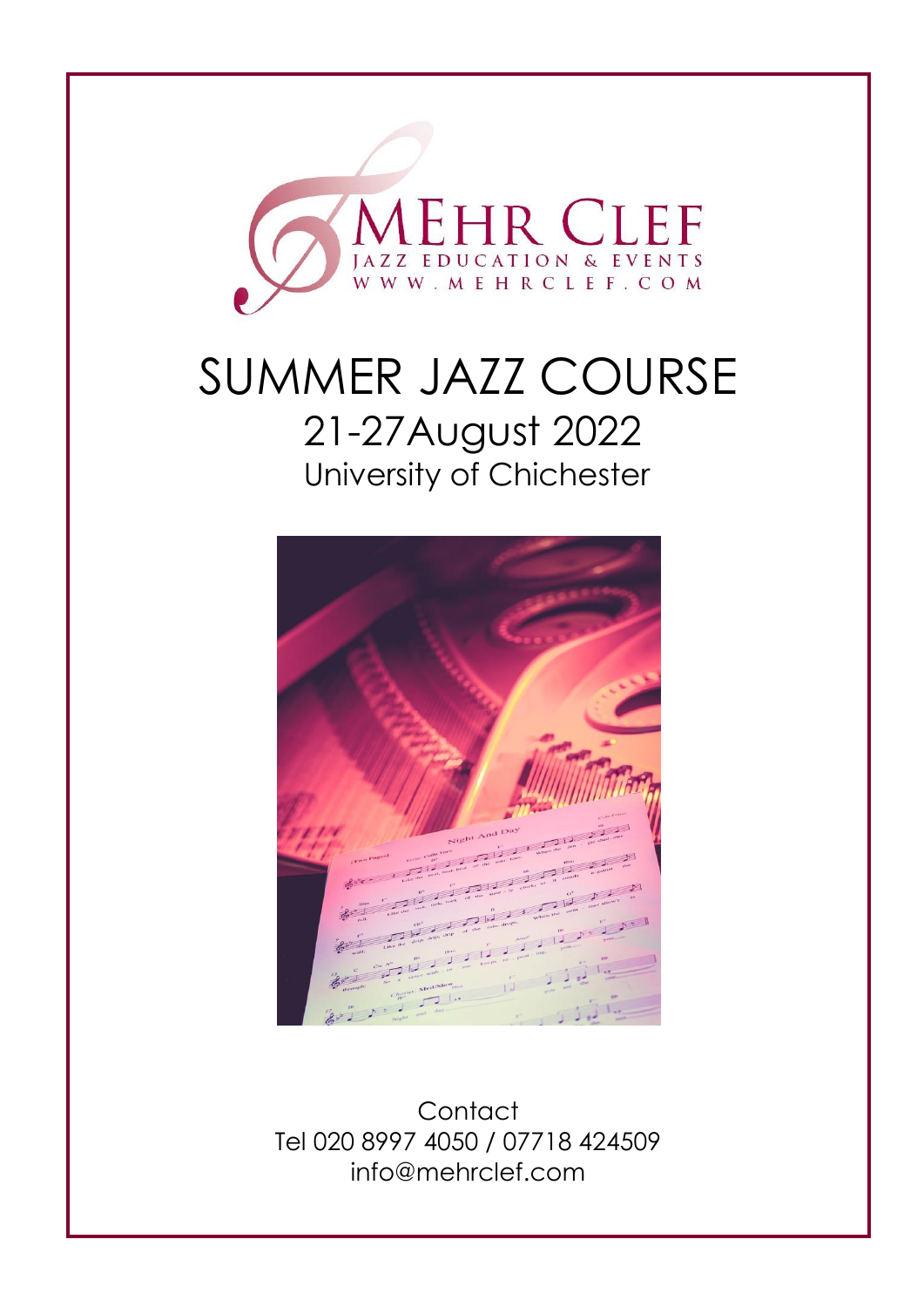MEHR CLEF

JAZZ EDUCATION & EVENTS

WWW.MEHRCLEF.COM

# SUMMER JAZZ COURSE

## 21-27August 2022

### University of Chichester

Contact

Tel 020 8997 4050 / 07718 424509

info@mehrclef.com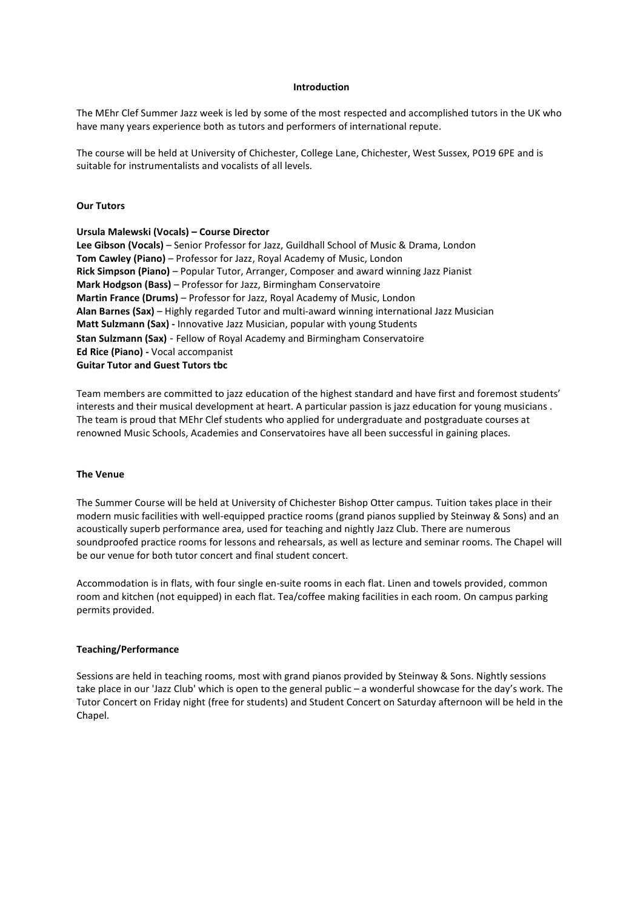## Introduction

The MEhr Clef Summer Jazz week is led by some of the most respected and accomplished tutors in the UK who have many years experience both as tutors and performers of international repute.

The course will be held at University of Chichester, College Lane, Chichester, West Sussex, PO19 6PE and is suitable for instrumentalists and vocalists of all levels.

## Our Tutors

**Ursula Malewski (Vocals) – Course Director**
**Lee Gibson (Vocals)** – Senior Professor for Jazz, Guildhall School of Music & Drama, London
**Tom Cawley (Piano)** – Professor for Jazz, Royal Academy of Music, London
**Rick Simpson (Piano)** – Popular Tutor, Arranger, Composer and award winning Jazz Pianist
**Mark Hodgson (Bass)** – Professor for Jazz, Birmingham Conservatoire
**Martin France (Drums)** – Professor for Jazz, Royal Academy of Music, London
**Alan Barnes (Sax)** – Highly regarded Tutor and multi-award winning international Jazz Musician
**Matt Sulzmann (Sax) -** Innovative Jazz Musician, popular with young Students
**Stan Sulzmann (Sax)** - Fellow of Royal Academy and Birmingham Conservatoire
**Ed Rice (Piano) -** Vocal accompanist
**Guitar Tutor and Guest Tutors tbc**

Team members are committed to jazz education of the highest standard and have first and foremost students' interests and their musical development at heart. A particular passion is jazz education for young musicians . The team is proud that MEhr Clef students who applied for undergraduate and postgraduate courses at renowned Music Schools, Academies and Conservatoires have all been successful in gaining places.

## The Venue

The Summer Course will be held at University of Chichester Bishop Otter campus. Tuition takes place in their modern music facilities with well-equipped practice rooms (grand pianos supplied by Steinway & Sons) and an acoustically superb performance area, used for teaching and nightly Jazz Club. There are numerous soundproofed practice rooms for lessons and rehearsals, as well as lecture and seminar rooms. The Chapel will be our venue for both tutor concert and final student concert.

Accommodation is in flats, with four single en-suite rooms in each flat. Linen and towels provided, common room and kitchen (not equipped) in each flat. Tea/coffee making facilities in each room. On campus parking permits provided.

## Teaching/Performance

Sessions are held in teaching rooms, most with grand pianos provided by Steinway & Sons. Nightly sessions take place in our 'Jazz Club' which is open to the general public – a wonderful showcase for the day's work. The Tutor Concert on Friday night (free for students) and Student Concert on Saturday afternoon will be held in the Chapel.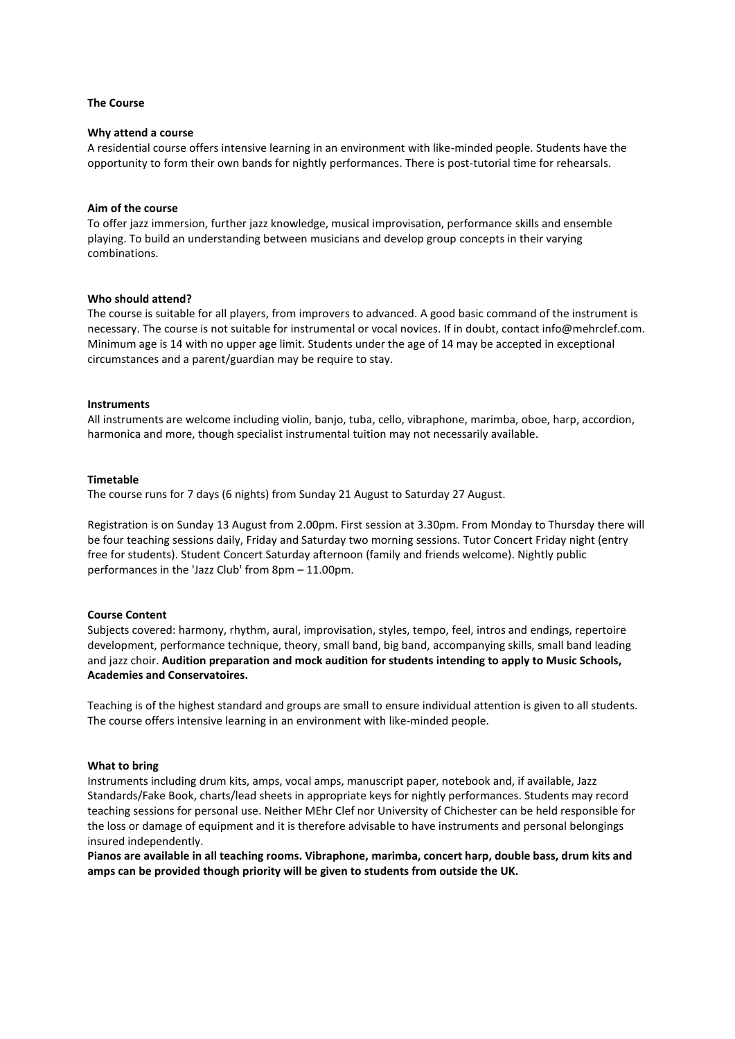## The Course

### Why attend a course

A residential course offers intensive learning in an environment with like-minded people. Students have the opportunity to form their own bands for nightly performances. There is post-tutorial time for rehearsals.

### Aim of the course

To offer jazz immersion, further jazz knowledge, musical improvisation, performance skills and ensemble playing. To build an understanding between musicians and develop group concepts in their varying combinations.

### Who should attend?

The course is suitable for all players, from improvers to advanced. A good basic command of the instrument is necessary. The course is not suitable for instrumental or vocal novices. If in doubt, contact info@mehrclef.com. Minimum age is 14 with no upper age limit. Students under the age of 14 may be accepted in exceptional circumstances and a parent/guardian may be require to stay.

### Instruments

All instruments are welcome including violin, banjo, tuba, cello, vibraphone, marimba, oboe, harp, accordion, harmonica and more, though specialist instrumental tuition may not necessarily available.

### Timetable

The course runs for 7 days (6 nights) from Sunday 21 August to Saturday 27 August.

Registration is on Sunday 13 August from 2.00pm. First session at 3.30pm. From Monday to Thursday there will be four teaching sessions daily, Friday and Saturday two morning sessions. Tutor Concert Friday night (entry free for students). Student Concert Saturday afternoon (family and friends welcome). Nightly public performances in the 'Jazz Club' from 8pm – 11.00pm.

### Course Content

Subjects covered: harmony, rhythm, aural, improvisation, styles, tempo, feel, intros and endings, repertoire development, performance technique, theory, small band, big band, accompanying skills, small band leading and jazz choir. **Audition preparation and mock audition for students intending to apply to Music Schools, Academies and Conservatoires.**

Teaching is of the highest standard and groups are small to ensure individual attention is given to all students. The course offers intensive learning in an environment with like-minded people.

### What to bring

Instruments including drum kits, amps, vocal amps, manuscript paper, notebook and, if available, Jazz Standards/Fake Book, charts/lead sheets in appropriate keys for nightly performances. Students may record teaching sessions for personal use. Neither MEhr Clef nor University of Chichester can be held responsible for the loss or damage of equipment and it is therefore advisable to have instruments and personal belongings insured independently.

**Pianos are available in all teaching rooms. Vibraphone, marimba, concert harp, double bass, drum kits and amps can be provided though priority will be given to students from outside the UK.**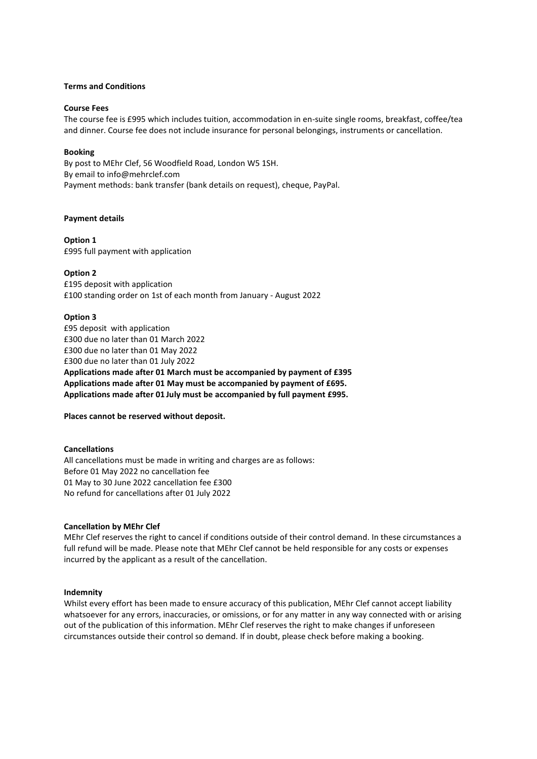**Terms and Conditions**

**Course Fees**

The course fee is £995 which includes tuition, accommodation in en-suite single rooms, breakfast, coffee/tea and dinner. Course fee does not include insurance for personal belongings, instruments or cancellation.

**Booking**

By post to MEhr Clef, 56 Woodfield Road, London W5 1SH.
By email to info@mehrclef.com
Payment methods: bank transfer (bank details on request), cheque, PayPal.

**Payment details**

**Option 1**
£995 full payment with application

**Option 2**
£195 deposit with application
£100 standing order on 1st of each month from January - August 2022

**Option 3**
£95 deposit with application
£300 due no later than 01 March 2022
£300 due no later than 01 May 2022
£300 due no later than 01 July 2022
**Applications made after 01 March must be accompanied by payment of £395**
**Applications made after 01 May must be accompanied by payment of £695.**
**Applications made after 01 July must be accompanied by full payment £995.**

**Places cannot be reserved without deposit.**

**Cancellations**

All cancellations must be made in writing and charges are as follows:
Before 01 May 2022 no cancellation fee
01 May to 30 June 2022 cancellation fee £300
No refund for cancellations after 01 July 2022

**Cancellation by MEhr Clef**

MEhr Clef reserves the right to cancel if conditions outside of their control demand. In these circumstances a full refund will be made. Please note that MEhr Clef cannot be held responsible for any costs or expenses incurred by the applicant as a result of the cancellation.

**Indemnity**

Whilst every effort has been made to ensure accuracy of this publication, MEhr Clef cannot accept liability whatsoever for any errors, inaccuracies, or omissions, or for any matter in any way connected with or arising out of the publication of this information. MEhr Clef reserves the right to make changes if unforeseen circumstances outside their control so demand. If in doubt, please check before making a booking.